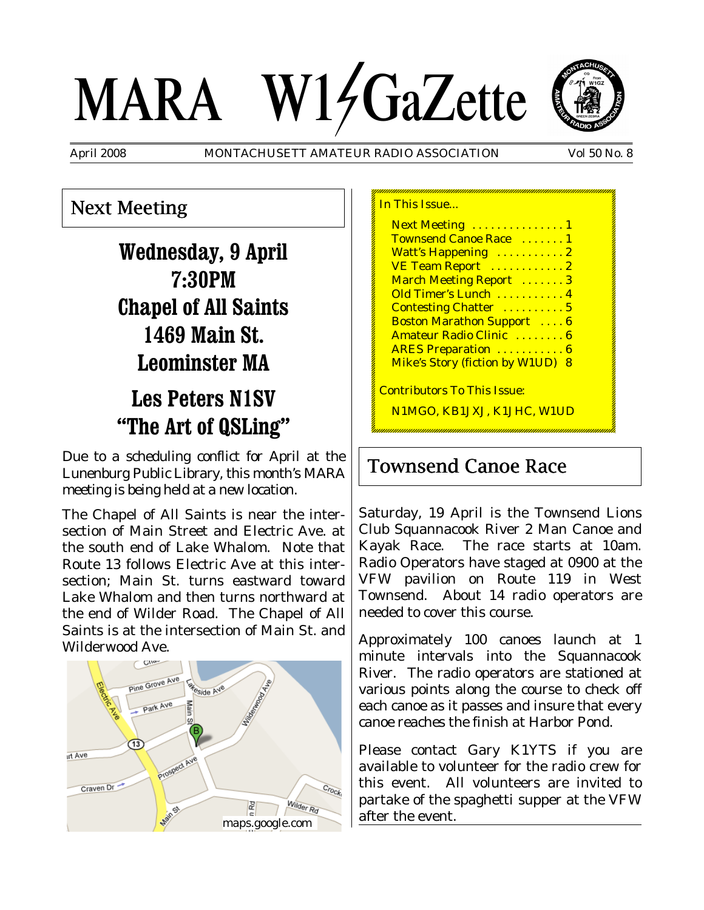# MARA W1GaZette

April 2008 MONTACHUSETT AMATEUR RADIO ASSOCIATION Vol 50 No. 8

## Next Meeting

**Wednesday, 9 April**
**7:30PM**
**Chapel of All Saints**
**1469 Main St.**
**Leominster MA**

**Les Peters N1SV**
**"The Art of QSLing"**

Due to a scheduling conflict for April at the Lunenburg Public Library, this month's MARA meeting is being held at a new location.

The Chapel of All Saints is near the intersection of Main Street and Electric Ave. at the south end of Lake Whalom. Note that Route 13 follows Electric Ave at this intersection; Main St. turns eastward toward Lake Whalom and then turns northward at the end of Wilder Road. The Chapel of All Saints is at the intersection of Main St. and Wilderwood Ave.

maps.google.com

In This Issue...

- Next Meeting . . . . . . . . . . . . . . 1
- Townsend Canoe Race . . . . . . . 1
- Watt's Happening . . . . . . . . . . . 2
- VE Team Report . . . . . . . . . . . . 2
- March Meeting Report . . . . . . . 3
- Old Timer's Lunch . . . . . . . . . . . 4
- Contesting Chatter . . . . . . . . . . 5
- Boston Marathon Support . . . . 6
- Amateur Radio Clinic . . . . . . . . 6
- ARES Preparation . . . . . . . . . . . 6
- Mike's Story (fiction by W1UD) 8

Contributors To This Issue:

N1MGO, KB1JXJ, K1JHC, W1UD

## Townsend Canoe Race

Saturday, 19 April is the Townsend Lions Club Squannacook River 2 Man Canoe and Kayak Race. The race starts at 10am. Radio Operators have staged at 0900 at the VFW pavilion on Route 119 in West Townsend. About 14 radio operators are needed to cover this course.

Approximately 100 canoes launch at 1 minute intervals into the Squannacook River. The radio operators are stationed at various points along the course to check off each canoe as it passes and insure that every canoe reaches the finish at Harbor Pond.

Please contact Gary K1YTS if you are available to volunteer for the radio crew for this event. All volunteers are invited to partake of the spaghetti supper at the VFW after the event.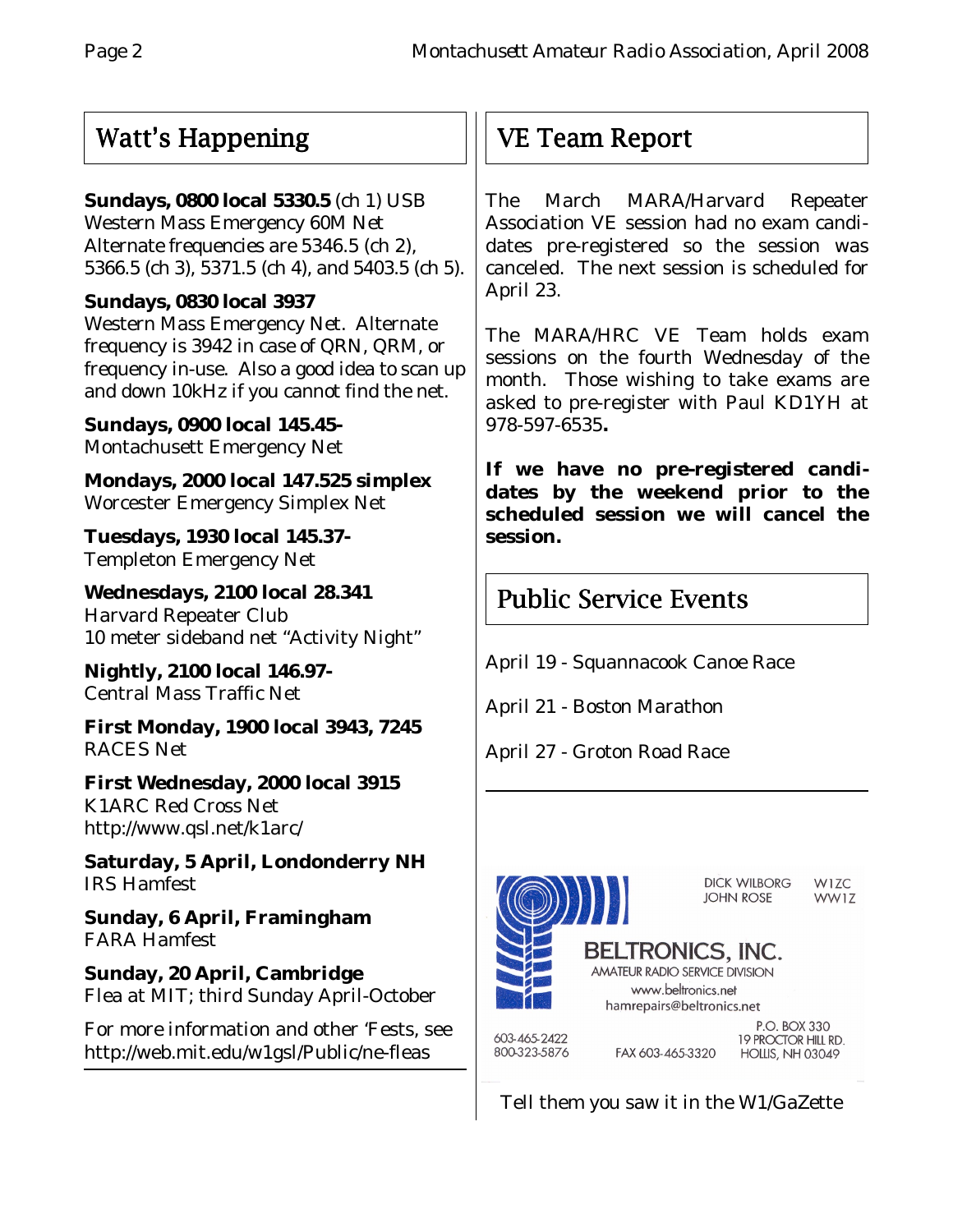## Watt's Happening

**Sundays, 0800 local 5330.5** (ch 1) USB
Western Mass Emergency 60M Net
Alternate frequencies are 5346.5 (ch 2), 5366.5 (ch 3), 5371.5 (ch 4), and 5403.5 (ch 5).

**Sundays, 0830 local 3937**
Western Mass Emergency Net. Alternate frequency is 3942 in case of QRN, QRM, or frequency in-use. Also a good idea to scan up and down 10kHz if you cannot find the net.

**Sundays, 0900 local 145.45-**
Montachusett Emergency Net

**Mondays, 2000 local 147.525 simplex**
Worcester Emergency Simplex Net

**Tuesdays, 1930 local 145.37-**
Templeton Emergency Net

**Wednesdays, 2100 local 28.341**
Harvard Repeater Club
10 meter sideband net "Activity Night"

**Nightly, 2100 local 146.97-**
Central Mass Traffic Net

**First Monday, 1900 local 3943, 7245**
RACES Net

**First Wednesday, 2000 local 3915**
K1ARC Red Cross Net
http://www.qsl.net/k1arc/

**Saturday, 5 April, Londonderry NH**
IRS Hamfest

**Sunday, 6 April, Framingham**
FARA Hamfest

**Sunday, 20 April, Cambridge**
Flea at MIT; third Sunday April-October

For more information and other 'Fests, see http://web.mit.edu/w1gsl/Public/ne-fleas

## VE Team Report

The March MARA/Harvard Repeater Association VE session had no exam candidates pre-registered so the session was canceled. The next session is scheduled for April 23.

The MARA/HRC VE Team holds exam sessions on the fourth Wednesday of the month. Those wishing to take exams are asked to pre-register with Paul KD1YH at 978-597-6535**.**

**If we have no pre-registered candidates by the weekend prior to the scheduled session we will cancel the session.**

## Public Service Events

April 19 - Squannacook Canoe Race

April 21 - Boston Marathon

April 27 - Groton Road Race

DICK WILBORG W1ZC
JOHN ROSE WW1Z

**BELTRONICS, INC.**
AMATEUR RADIO SERVICE DIVISION
www.beltronics.net
hamrepairs@beltronics.net

603-465-2422
800-323-5876
FAX 603-465-3320
P.O. BOX 330
19 PROCTOR HILL RD.
HOLLIS, NH 03049

Tell them you saw it in the W1/GaZette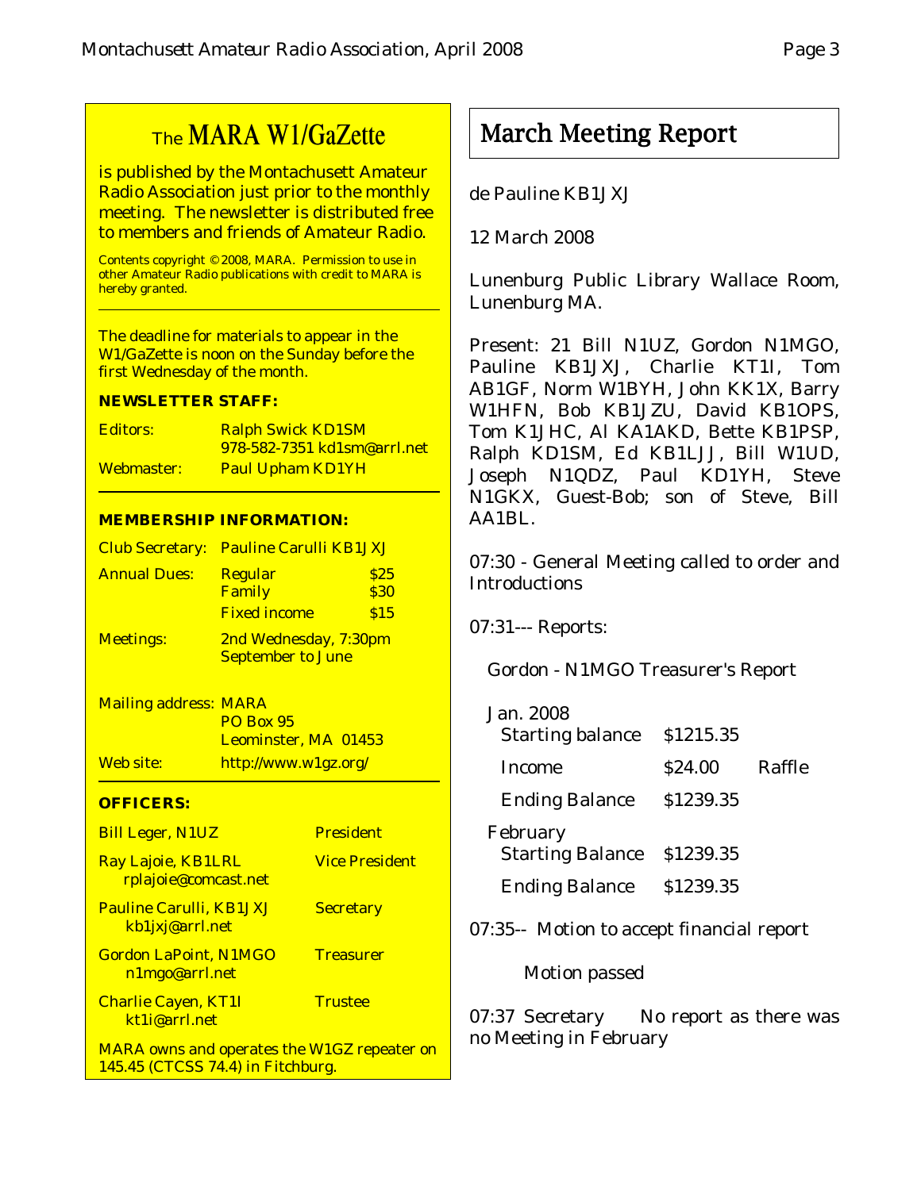## The MARA W1/GaZette

is published by the Montachusett Amateur Radio Association just prior to the monthly meeting. The newsletter is distributed free to members and friends of Amateur Radio.

Contents copyright © 2008, MARA. Permission to use in other Amateur Radio publications with credit to MARA is hereby granted.

The deadline for materials to appear in the W1/GaZette is noon on the Sunday before the first Wednesday of the month.

**NEWSLETTER STAFF:**

| | |
|---|---|
| Editors: | Ralph Swick KD1SM 978-582-7351 kd1sm@arrl.net |
| Webmaster: | Paul Upham KD1YH |

**MEMBERSHIP INFORMATION:**

| | | |
|---|---|---|
| Club Secretary: | Pauline Carulli KB1JXJ | |
| Annual Dues: | Regular | $25 |
| | Family | $30 |
| | Fixed income | $15 |
| Meetings: | 2nd Wednesday, 7:30pm September to June | |

Mailing address: MARA
PO Box 95
Leominster, MA 01453

Web site: http://www.w1gz.org/

**OFFICERS:**

| | |
|---|---|
| Bill Leger, N1UZ | President |
| Ray Lajoie, KB1LRL rplajoie@comcast.net | Vice President |
| Pauline Carulli, KB1JXJ kb1jxj@arrl.net | Secretary |
| Gordon LaPoint, N1MGO n1mgo@arrl.net | Treasurer |
| Charlie Cayen, KT1I kt1i@arrl.net | Trustee |

MARA owns and operates the W1GZ repeater on 145.45 (CTCSS 74.4) in Fitchburg.

# March Meeting Report

de Pauline KB1JXJ

12 March 2008

Lunenburg Public Library Wallace Room, Lunenburg MA.

Present: 21 Bill N1UZ, Gordon N1MGO, Pauline KB1JXJ, Charlie KT1I, Tom AB1GF, Norm W1BYH, John KK1X, Barry W1HFN, Bob KB1JZU, David KB1OPS, Tom K1JHC, Al KA1AKD, Bette KB1PSP, Ralph KD1SM, Ed KB1LJJ, Bill W1UD, Joseph N1QDZ, Paul KD1YH, Steve N1GKX, Guest-Bob; son of Steve, Bill AA1BL.

07:30 - General Meeting called to order and Introductions

07:31--- Reports:

Gordon - N1MGO Treasurer's Report

Jan. 2008

| | | |
|---|---|---|
| Starting balance | $1215.35 | |
| Income | $24.00 | Raffle |
| Ending Balance | $1239.35 | |

February

| | |
|---|---|
| Starting Balance | $1239.35 |
| Ending Balance | $1239.35 |

07:35-- Motion to accept financial report

Motion passed

07:37 Secretary No report as there was no Meeting in February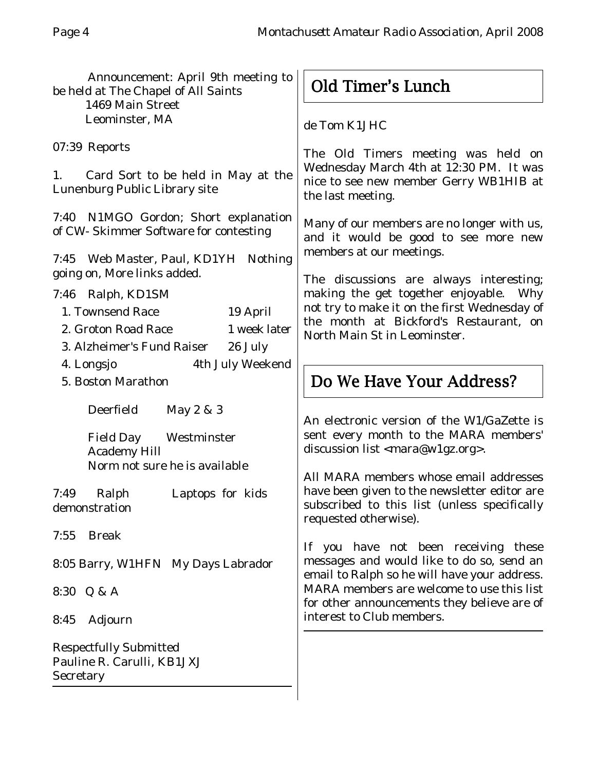Announcement: April 9th meeting to be held at The Chapel of All Saints
1469 Main Street
Leominster, MA

07:39 Reports

1. Card Sort to be held in May at the Lunenburg Public Library site

7:40 N1MGO Gordon; Short explanation of CW- Skimmer Software for contesting

7:45 Web Master, Paul, KD1YH Nothing going on, More links added.

7:46 Ralph, KD1SM

1. Townsend Race — 19 April
2. Groton Road Race — 1 week later
3. Alzheimer's Fund Raiser — 26 July
4. Longsjo — 4th July Weekend
5. Boston Marathon

Deerfield — May 2 & 3

Field Day — Westminster Academy Hill
Norm not sure he is available

7:49 Ralph — Laptops for kids demonstration

7:55 Break

8:05 Barry, W1HFN My Days Labrador

8:30 Q & A

8:45 Adjourn

Respectfully Submitted
Pauline R. Carulli, KB1JXJ
Secretary

## Old Timer's Lunch

de Tom K1JHC

The Old Timers meeting was held on Wednesday March 4th at 12:30 PM. It was nice to see new member Gerry WB1HIB at the last meeting.

Many of our members are no longer with us, and it would be good to see more new members at our meetings.

The discussions are always interesting; making the get together enjoyable. Why not try to make it on the first Wednesday of the month at Bickford's Restaurant, on North Main St in Leominster.

## Do We Have Your Address?

An electronic version of the W1/GaZette is sent every month to the MARA members' discussion list <mara@w1gz.org>.

All MARA members whose email addresses have been given to the newsletter editor are subscribed to this list (unless specifically requested otherwise).

If you have not been receiving these messages and would like to do so, send an email to Ralph so he will have your address. MARA members are welcome to use this list for other announcements they believe are of interest to Club members.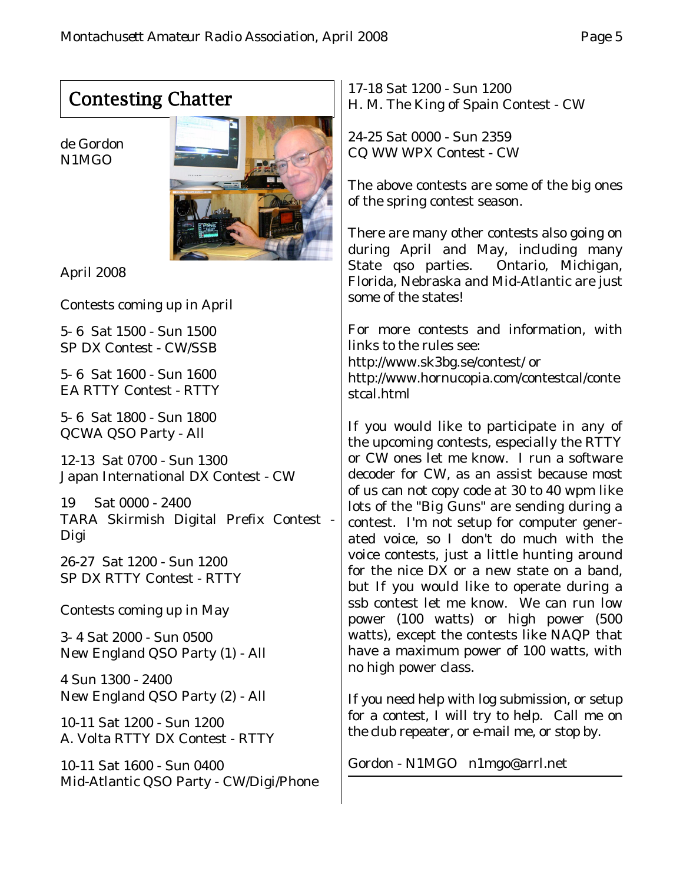## Contesting Chatter

de Gordon
N1MGO

April 2008

Contests coming up in April

5- 6 Sat 1500 - Sun 1500
SP DX Contest - CW/SSB

5- 6 Sat 1600 - Sun 1600
EA RTTY Contest - RTTY

5- 6 Sat 1800 - Sun 1800
QCWA QSO Party - All

12-13 Sat 0700 - Sun 1300
Japan International DX Contest - CW

19 Sat 0000 - 2400
TARA Skirmish Digital Prefix Contest - Digi

26-27 Sat 1200 - Sun 1200
SP DX RTTY Contest - RTTY

Contests coming up in May

3- 4 Sat 2000 - Sun 0500
New England QSO Party (1) - All

4 Sun 1300 - 2400
New England QSO Party (2) - All

10-11 Sat 1200 - Sun 1200
A. Volta RTTY DX Contest - RTTY

10-11 Sat 1600 - Sun 0400
Mid-Atlantic QSO Party - CW/Digi/Phone

17-18 Sat 1200 - Sun 1200
H. M. The King of Spain Contest - CW

24-25 Sat 0000 - Sun 2359
CQ WW WPX Contest - CW

The above contests are some of the big ones of the spring contest season.

There are many other contests also going on during April and May, including many State qso parties. Ontario, Michigan, Florida, Nebraska and Mid-Atlantic are just some of the states!

For more contests and information, with links to the rules see:
http://www.sk3bg.se/contest/ or
http://www.hornucopia.com/contestcal/contestcal.html

If you would like to participate in any of the upcoming contests, especially the RTTY or CW ones let me know. I run a software decoder for CW, as an assist because most of us can not copy code at 30 to 40 wpm like lots of the "Big Guns" are sending during a contest. I'm not setup for computer generated voice, so I don't do much with the voice contests, just a little hunting around for the nice DX or a new state on a band, but If you would like to operate during a ssb contest let me know. We can run low power (100 watts) or high power (500 watts), except the contests like NAQP that have a maximum power of 100 watts, with no high power class.

If you need help with log submission, or setup for a contest, I will try to help. Call me on the club repeater, or e-mail me, or stop by.

Gordon - N1MGO n1mgo@arrl.net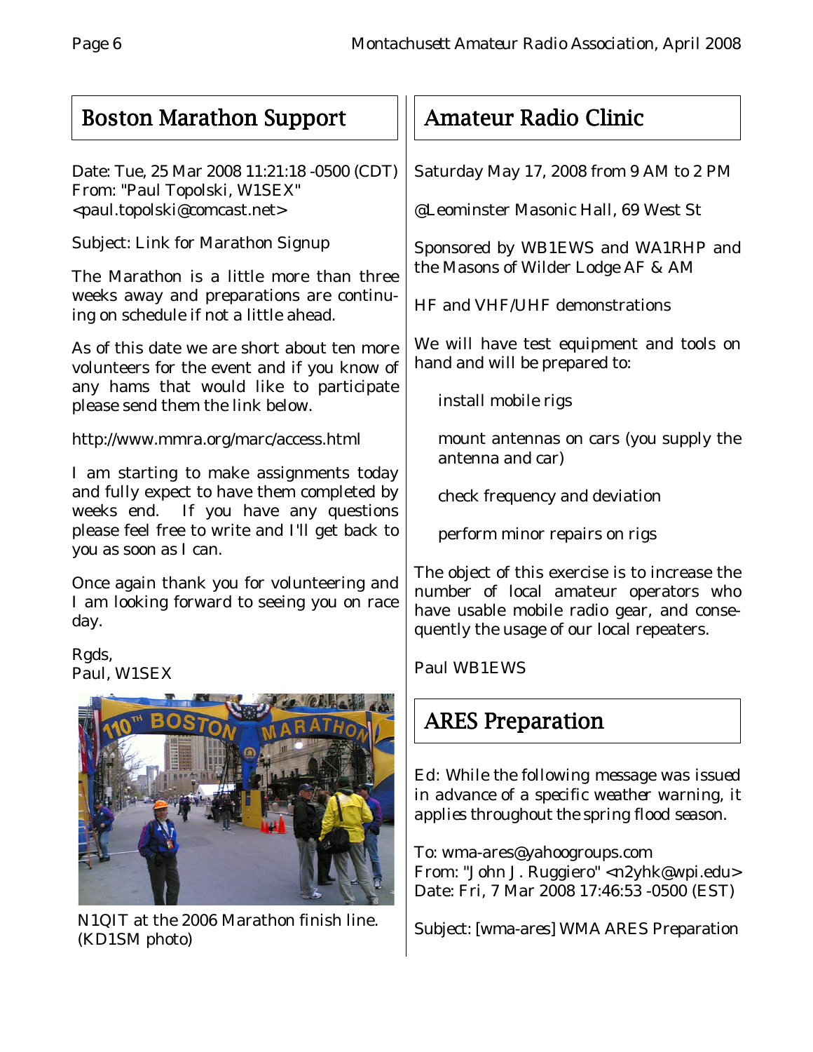## Boston Marathon Support

Date: Tue, 25 Mar 2008 11:21:18 -0500 (CDT)
From: "Paul Topolski, W1SEX" <paul.topolski@comcast.net>

Subject: Link for Marathon Signup

The Marathon is a little more than three weeks away and preparations are continuing on schedule if not a little ahead.

As of this date we are short about ten more volunteers for the event and if you know of any hams that would like to participate please send them the link below.

http://www.mmra.org/marc/access.html

I am starting to make assignments today and fully expect to have them completed by weeks end. If you have any questions please feel free to write and I'll get back to you as soon as I can.

Once again thank you for volunteering and I am looking forward to seeing you on race day.

Rgds,
Paul, W1SEX

N1QIT at the 2006 Marathon finish line. (KD1SM photo)

## Amateur Radio Clinic

Saturday May 17, 2008 from 9 AM to 2 PM

@Leominster Masonic Hall, 69 West St

Sponsored by WB1EWS and WA1RHP and the Masons of Wilder Lodge AF & AM

HF and VHF/UHF demonstrations

We will have test equipment and tools on hand and will be prepared to:

- install mobile rigs
- mount antennas on cars (you supply the antenna and car)
- check frequency and deviation
- perform minor repairs on rigs

The object of this exercise is to increase the number of local amateur operators who have usable mobile radio gear, and consequently the usage of our local repeaters.

Paul WB1EWS

## ARES Preparation

*Ed: While the following message was issued in advance of a specific weather warning, it applies throughout the spring flood season.*

To: wma-ares@yahoogroups.com
From: "John J. Ruggiero" <n2yhk@wpi.edu>
Date: Fri, 7 Mar 2008 17:46:53 -0500 (EST)

Subject: [wma-ares] WMA ARES Preparation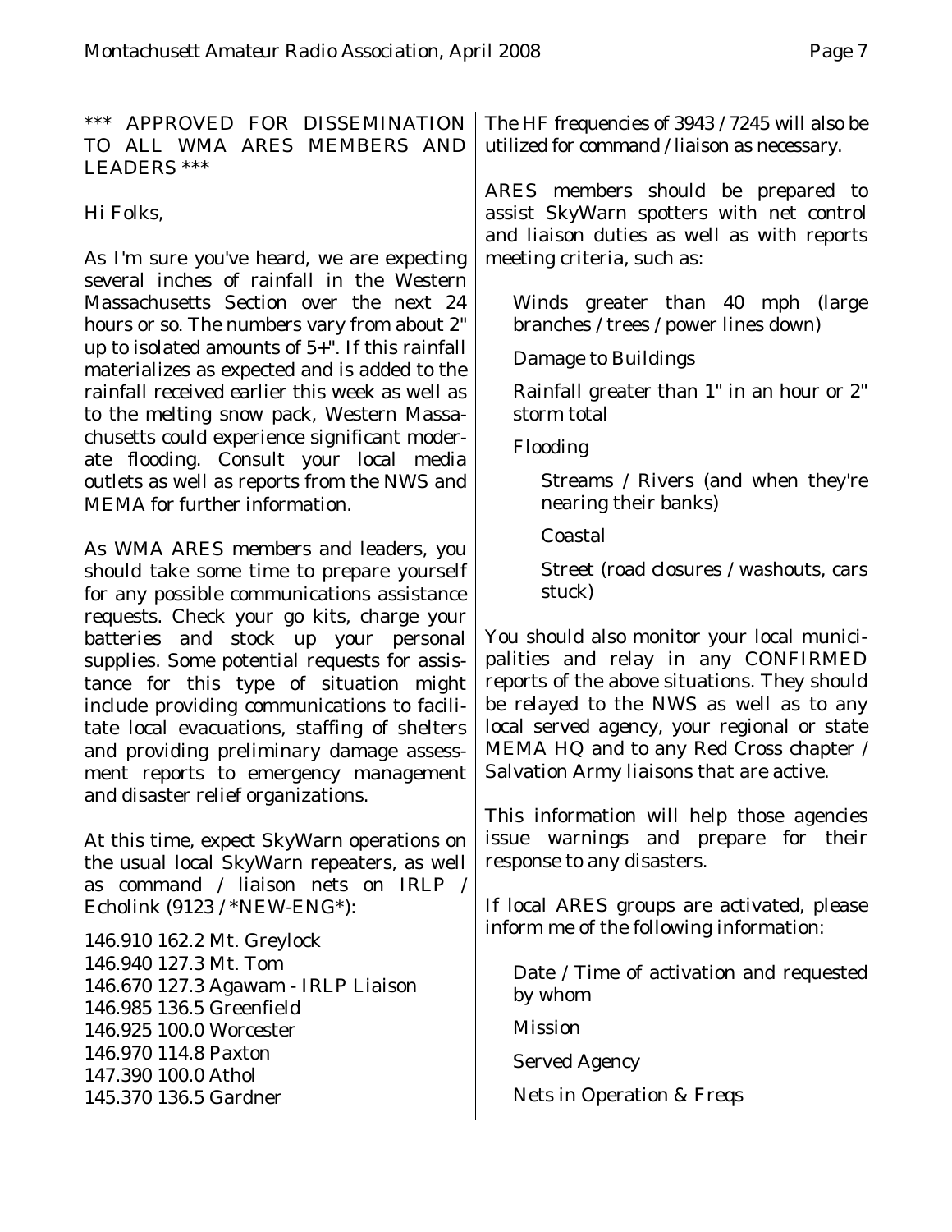*** APPROVED FOR DISSEMINATION TO ALL WMA ARES MEMBERS AND LEADERS ***

Hi Folks,

As I'm sure you've heard, we are expecting several inches of rainfall in the Western Massachusetts Section over the next 24 hours or so. The numbers vary from about 2" up to isolated amounts of 5+". If this rainfall materializes as expected and is added to the rainfall received earlier this week as well as to the melting snow pack, Western Massachusetts could experience significant moderate flooding. Consult your local media outlets as well as reports from the NWS and MEMA for further information.

As WMA ARES members and leaders, you should take some time to prepare yourself for any possible communications assistance requests. Check your go kits, charge your batteries and stock up your personal supplies. Some potential requests for assistance for this type of situation might include providing communications to facilitate local evacuations, staffing of shelters and providing preliminary damage assessment reports to emergency management and disaster relief organizations.

At this time, expect SkyWarn operations on the usual local SkyWarn repeaters, as well as command / liaison nets on IRLP / Echolink (9123 / *NEW-ENG*):

146.910 162.2 Mt. Greylock  
146.940 127.3 Mt. Tom  
146.670 127.3 Agawam - IRLP Liaison  
146.985 136.5 Greenfield  
146.925 100.0 Worcester  
146.970 114.8 Paxton  
147.390 100.0 Athol  
145.370 136.5 Gardner

The HF frequencies of 3943 / 7245 will also be utilized for command / liaison as necessary.

ARES members should be prepared to assist SkyWarn spotters with net control and liaison duties as well as with reports meeting criteria, such as:

- Winds greater than 40 mph (large branches / trees / power lines down)
- Damage to Buildings
- Rainfall greater than 1" in an hour or 2" storm total
- Flooding
  - Streams / Rivers (and when they're nearing their banks)
  - Coastal
  - Street (road closures / washouts, cars stuck)

You should also monitor your local municipalities and relay in any CONFIRMED reports of the above situations. They should be relayed to the NWS as well as to any local served agency, your regional or state MEMA HQ and to any Red Cross chapter / Salvation Army liaisons that are active.

This information will help those agencies issue warnings and prepare for their response to any disasters.

If local ARES groups are activated, please inform me of the following information:

- Date / Time of activation and requested by whom
- Mission
- Served Agency
- Nets in Operation & Freqs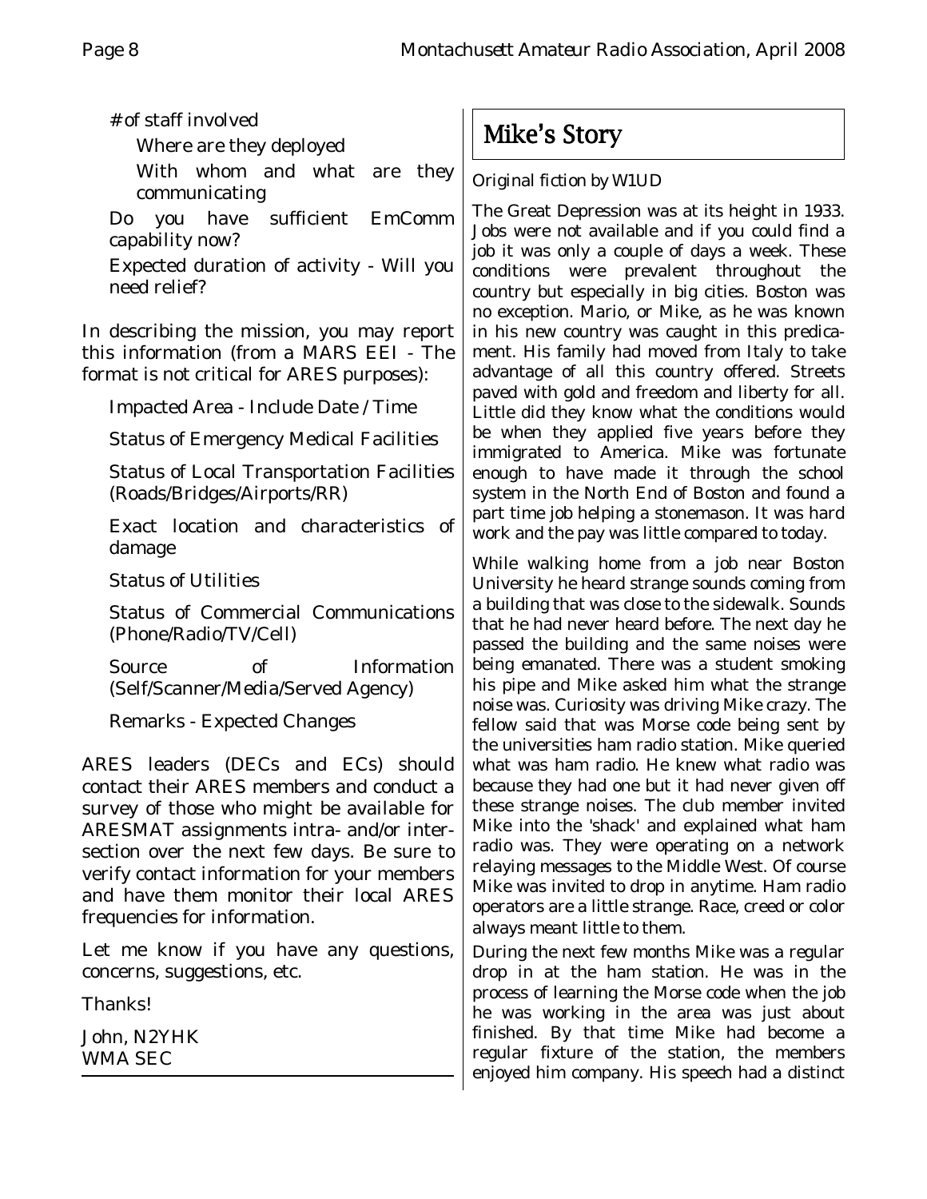\# of staff involved

Where are they deployed

With whom and what are they communicating

Do you have sufficient EmComm capability now?

Expected duration of activity - Will you need relief?

In describing the mission, you may report this information (from a MARS EEI - The format is not critical for ARES purposes):

Impacted Area - Include Date / Time

Status of Emergency Medical Facilities

Status of Local Transportation Facilities (Roads/Bridges/Airports/RR)

Exact location and characteristics of damage

Status of Utilities

Status of Commercial Communications (Phone/Radio/TV/Cell)

Source of Information (Self/Scanner/Media/Served Agency)

Remarks - Expected Changes

ARES leaders (DECs and ECs) should contact their ARES members and conduct a survey of those who might be available for ARESMAT assignments intra- and/or inter-section over the next few days. Be sure to verify contact information for your members and have them monitor their local ARES frequencies for information.

Let me know if you have any questions, concerns, suggestions, etc.

Thanks!

John, N2YHK
WMA SEC

## Mike's Story

*Original fiction by W1UD*

The Great Depression was at its height in 1933. Jobs were not available and if you could find a job it was only a couple of days a week. These conditions were prevalent throughout the country but especially in big cities. Boston was no exception. Mario, or Mike, as he was known in his new country was caught in this predicament. His family had moved from Italy to take advantage of all this country offered. Streets paved with gold and freedom and liberty for all. Little did they know what the conditions would be when they applied five years before they immigrated to America. Mike was fortunate enough to have made it through the school system in the North End of Boston and found a part time job helping a stonemason. It was hard work and the pay was little compared to today.

While walking home from a job near Boston University he heard strange sounds coming from a building that was close to the sidewalk. Sounds that he had never heard before. The next day he passed the building and the same noises were being emanated. There was a student smoking his pipe and Mike asked him what the strange noise was. Curiosity was driving Mike crazy. The fellow said that was Morse code being sent by the universities ham radio station. Mike queried what was ham radio. He knew what radio was because they had one but it had never given off these strange noises. The club member invited Mike into the 'shack' and explained what ham radio was. They were operating on a network relaying messages to the Middle West. Of course Mike was invited to drop in anytime. Ham radio operators are a little strange. Race, creed or color always meant little to them.

During the next few months Mike was a regular drop in at the ham station. He was in the process of learning the Morse code when the job he was working in the area was just about finished. By that time Mike had become a regular fixture of the station, the members enjoyed him company. His speech had a distinct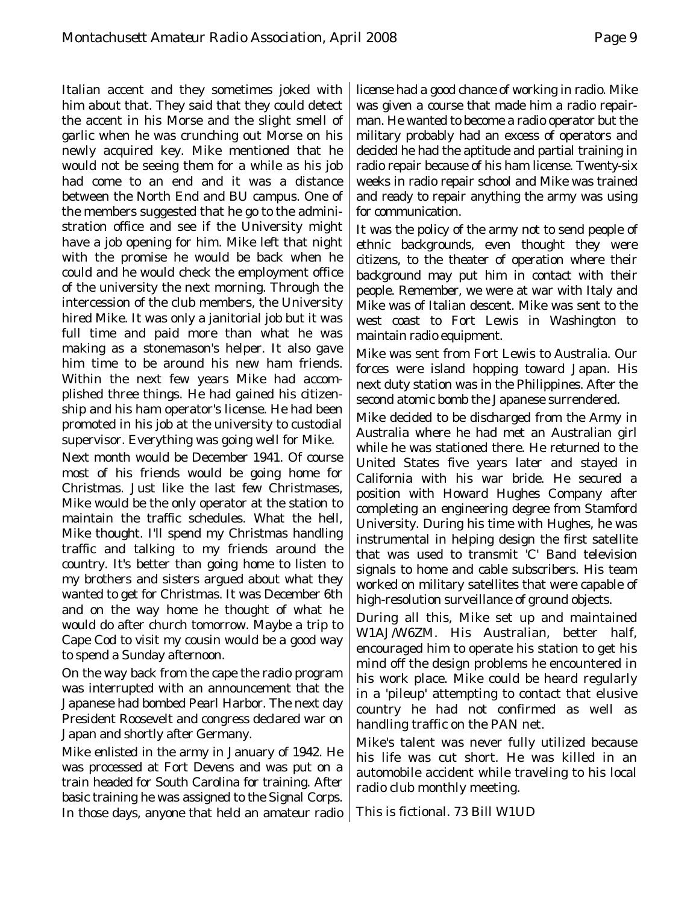Italian accent and they sometimes joked with him about that. They said that they could detect the accent in his Morse and the slight smell of garlic when he was crunching out Morse on his newly acquired key. Mike mentioned that he would not be seeing them for a while as his job had come to an end and it was a distance between the North End and BU campus. One of the members suggested that he go to the administration office and see if the University might have a job opening for him. Mike left that night with the promise he would be back when he could and he would check the employment office of the university the next morning. Through the intercession of the club members, the University hired Mike. It was only a janitorial job but it was full time and paid more than what he was making as a stonemason's helper. It also gave him time to be around his new ham friends. Within the next few years Mike had accomplished three things. He had gained his citizenship and his ham operator's license. He had been promoted in his job at the university to custodial supervisor. Everything was going well for Mike.

Next month would be December 1941. Of course most of his friends would be going home for Christmas. Just like the last few Christmases, Mike would be the only operator at the station to maintain the traffic schedules. What the hell, Mike thought. I'll spend my Christmas handling traffic and talking to my friends around the country. It's better than going home to listen to my brothers and sisters argued about what they wanted to get for Christmas. It was December 6th and on the way home he thought of what he would do after church tomorrow. Maybe a trip to Cape Cod to visit my cousin would be a good way to spend a Sunday afternoon.

On the way back from the cape the radio program was interrupted with an announcement that the Japanese had bombed Pearl Harbor. The next day President Roosevelt and congress declared war on Japan and shortly after Germany.

Mike enlisted in the army in January of 1942. He was processed at Fort Devens and was put on a train headed for South Carolina for training. After basic training he was assigned to the Signal Corps. In those days, anyone that held an amateur radio license had a good chance of working in radio. Mike was given a course that made him a radio repairman. He wanted to become a radio operator but the military probably had an excess of operators and decided he had the aptitude and partial training in radio repair because of his ham license. Twenty-six weeks in radio repair school and Mike was trained and ready to repair anything the army was using for communication.

It was the policy of the army not to send people of ethnic backgrounds, even thought they were citizens, to the theater of operation where their background may put him in contact with their people. Remember, we were at war with Italy and Mike was of Italian descent. Mike was sent to the west coast to Fort Lewis in Washington to maintain radio equipment.

Mike was sent from Fort Lewis to Australia. Our forces were island hopping toward Japan. His next duty station was in the Philippines. After the second atomic bomb the Japanese surrendered.

Mike decided to be discharged from the Army in Australia where he had met an Australian girl while he was stationed there. He returned to the United States five years later and stayed in California with his war bride. He secured a position with Howard Hughes Company after completing an engineering degree from Stamford University. During his time with Hughes, he was instrumental in helping design the first satellite that was used to transmit 'C' Band television signals to home and cable subscribers. His team worked on military satellites that were capable of high-resolution surveillance of ground objects.

During all this, Mike set up and maintained W1AJ/W6ZM. His Australian, better half, encouraged him to operate his station to get his mind off the design problems he encountered in his work place. Mike could be heard regularly in a 'pileup' attempting to contact that elusive country he had not confirmed as well as handling traffic on the PAN net.

Mike's talent was never fully utilized because his life was cut short. He was killed in an automobile accident while traveling to his local radio club monthly meeting.

This is fictional. 73 Bill W1UD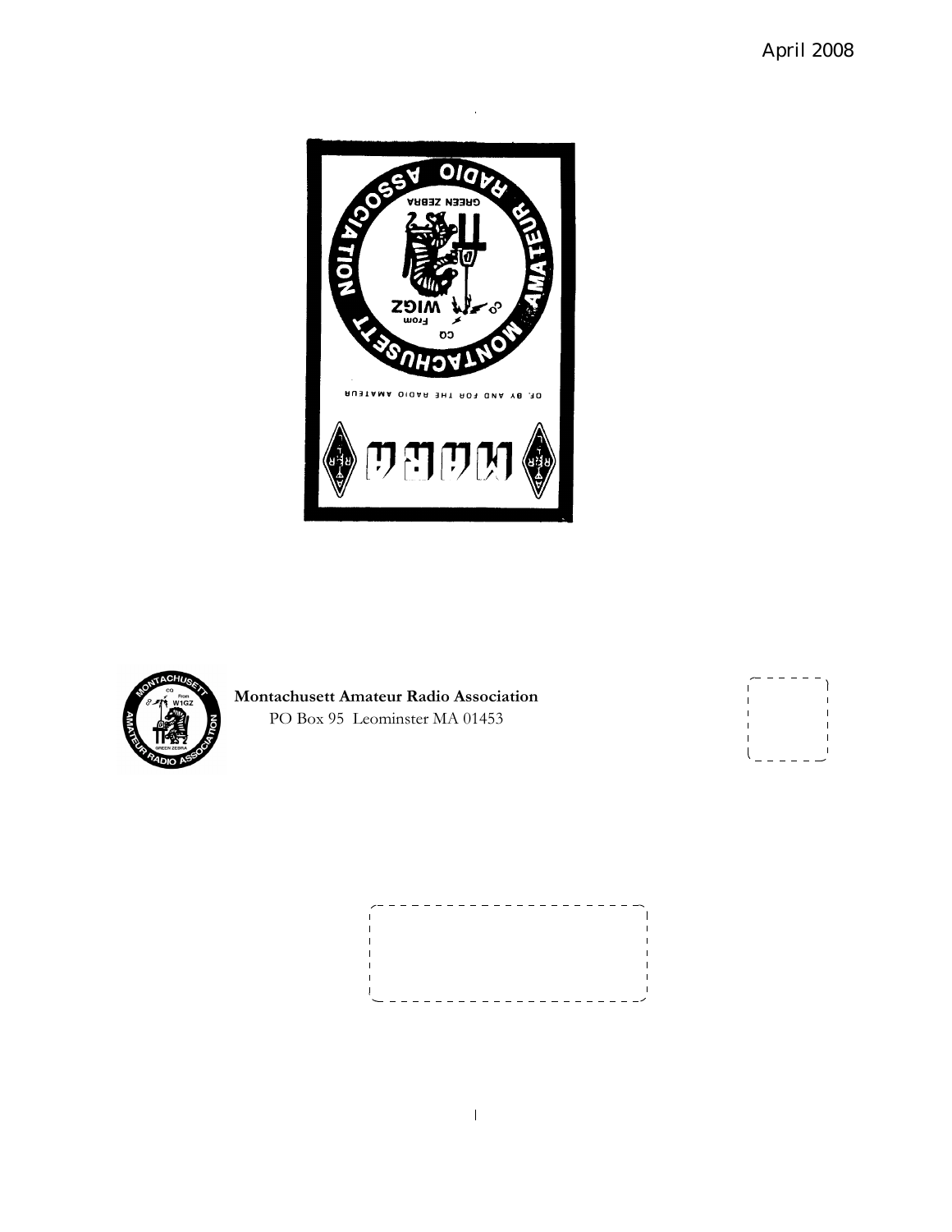April 2008

**Montachusett Amateur Radio Association**

PO Box 95 Leominster MA 01453